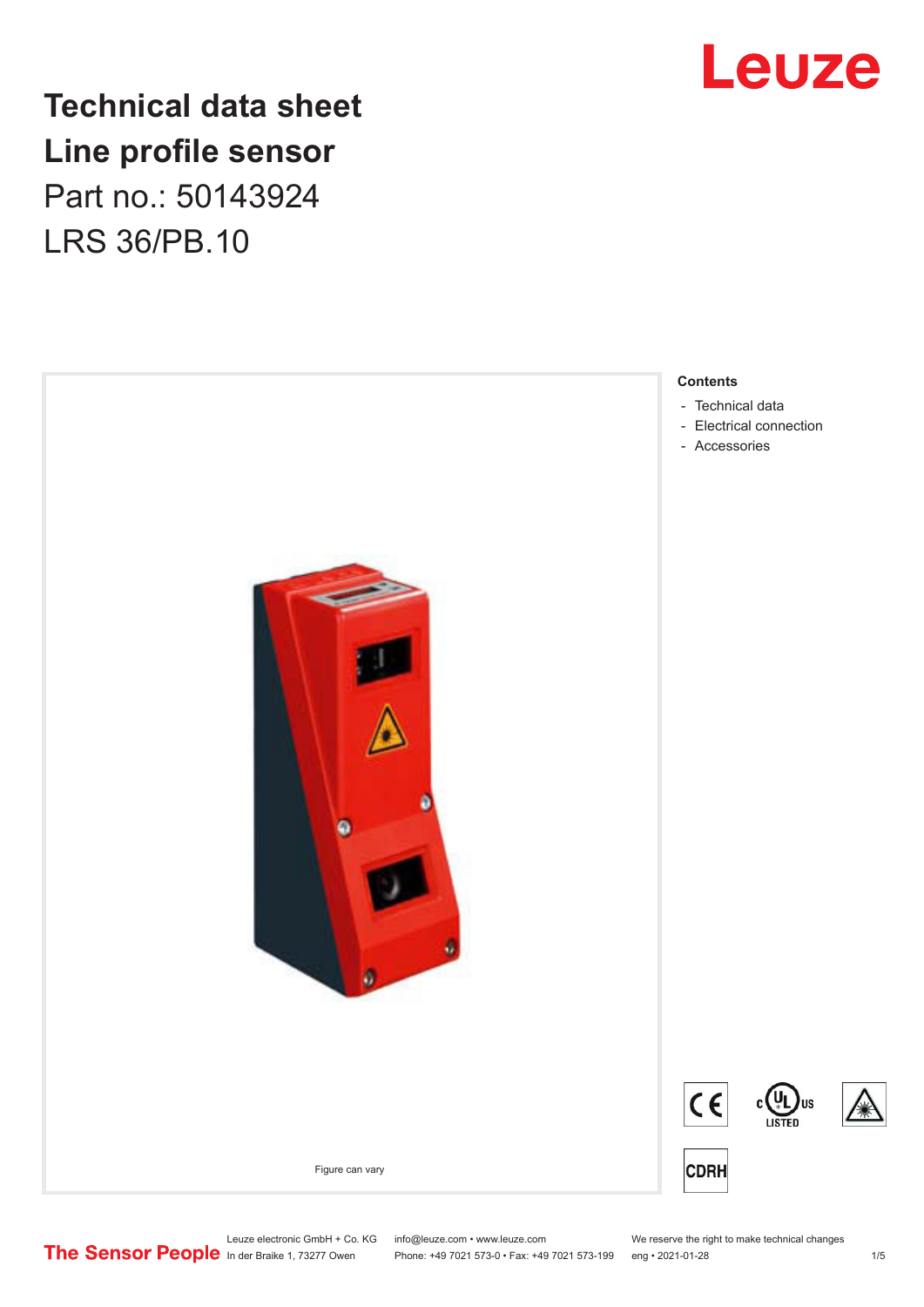# Technical data sheet
# Line profile sensor

Part no.: 50143924

LRS 36/PB.10

Figure can vary

**Contents**

- Technical data
- Electrical connection
- Accessories

Leuze electronic GmbH + Co. KG
In der Braike 1, 73277 Owen

info@leuze.com • www.leuze.com
Phone: +49 7021 573-0 • Fax: +49 7021 573-199

We reserve the right to make technical changes
eng • 2021-01-28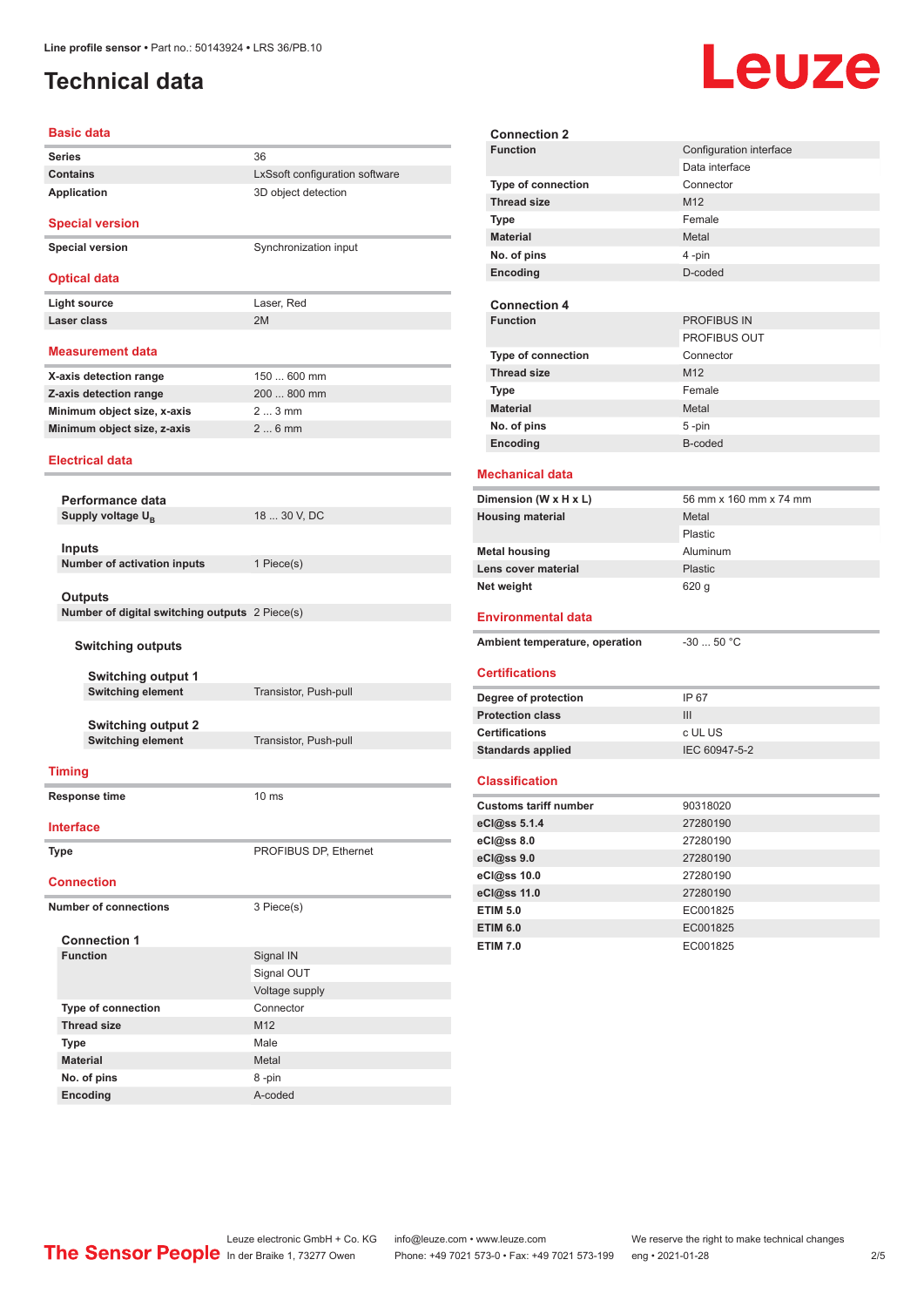# Technical data

## Basic data

| | |
|---|---|
| Series | 36 |
| Contains | LxSsoft configuration software |
| Application | 3D object detection |

## Special version

| | |
|---|---|
| Special version | Synchronization input |

## Optical data

| | |
|---|---|
| Light source | Laser, Red |
| Laser class | 2M |

## Measurement data

| | |
|---|---|
| X-axis detection range | 150 ... 600 mm |
| Z-axis detection range | 200 ... 800 mm |
| Minimum object size, x-axis | 2 ... 3 mm |
| Minimum object size, z-axis | 2 ... 6 mm |

## Electrical data

### Performance data

| | |
|---|---|
| Supply voltage $U_B$ | 18 ... 30 V, DC |

### Inputs

| | |
|---|---|
| Number of activation inputs | 1 Piece(s) |

### Outputs

| | |
|---|---|
| Number of digital switching outputs | 2 Piece(s) |

#### Switching outputs

##### Switching output 1

| | |
|---|---|
| Switching element | Transistor, Push-pull |

##### Switching output 2

| | |
|---|---|
| Switching element | Transistor, Push-pull |

## Timing

| | |
|---|---|
| Response time | 10 ms |

## Interface

| | |
|---|---|
| Type | PROFIBUS DP, Ethernet |

## Connection

| | |
|---|---|
| Number of connections | 3 Piece(s) |

### Connection 1

| | |
|---|---|
| Function | Signal IN |
| | Signal OUT |
| | Voltage supply |
| Type of connection | Connector |
| Thread size | M12 |
| Type | Male |
| Material | Metal |
| No. of pins | 8 -pin |
| Encoding | A-coded |

### Connection 2

| | |
|---|---|
| Function | Configuration interface |
| | Data interface |
| Type of connection | Connector |
| Thread size | M12 |
| Type | Female |
| Material | Metal |
| No. of pins | 4 -pin |
| Encoding | D-coded |

### Connection 4

| | |
|---|---|
| Function | PROFIBUS IN |
| | PROFIBUS OUT |
| Type of connection | Connector |
| Thread size | M12 |
| Type | Female |
| Material | Metal |
| No. of pins | 5 -pin |
| Encoding | B-coded |

## Mechanical data

| | |
|---|---|
| Dimension (W x H x L) | 56 mm x 160 mm x 74 mm |
| Housing material | Metal |
| | Plastic |
| Metal housing | Aluminum |
| Lens cover material | Plastic |
| Net weight | 620 g |

## Environmental data

| | |
|---|---|
| Ambient temperature, operation | -30 ... 50 °C |

## Certifications

| | |
|---|---|
| Degree of protection | IP 67 |
| Protection class | III |
| Certifications | c UL US |
| Standards applied | IEC 60947-5-2 |

## Classification

| | |
|---|---|
| Customs tariff number | 90318020 |
| eCl@ss 5.1.4 | 27280190 |
| eCl@ss 8.0 | 27280190 |
| eCl@ss 9.0 | 27280190 |
| eCl@ss 10.0 | 27280190 |
| eCl@ss 11.0 | 27280190 |
| ETIM 5.0 | EC001825 |
| ETIM 6.0 | EC001825 |
| ETIM 7.0 | EC001825 |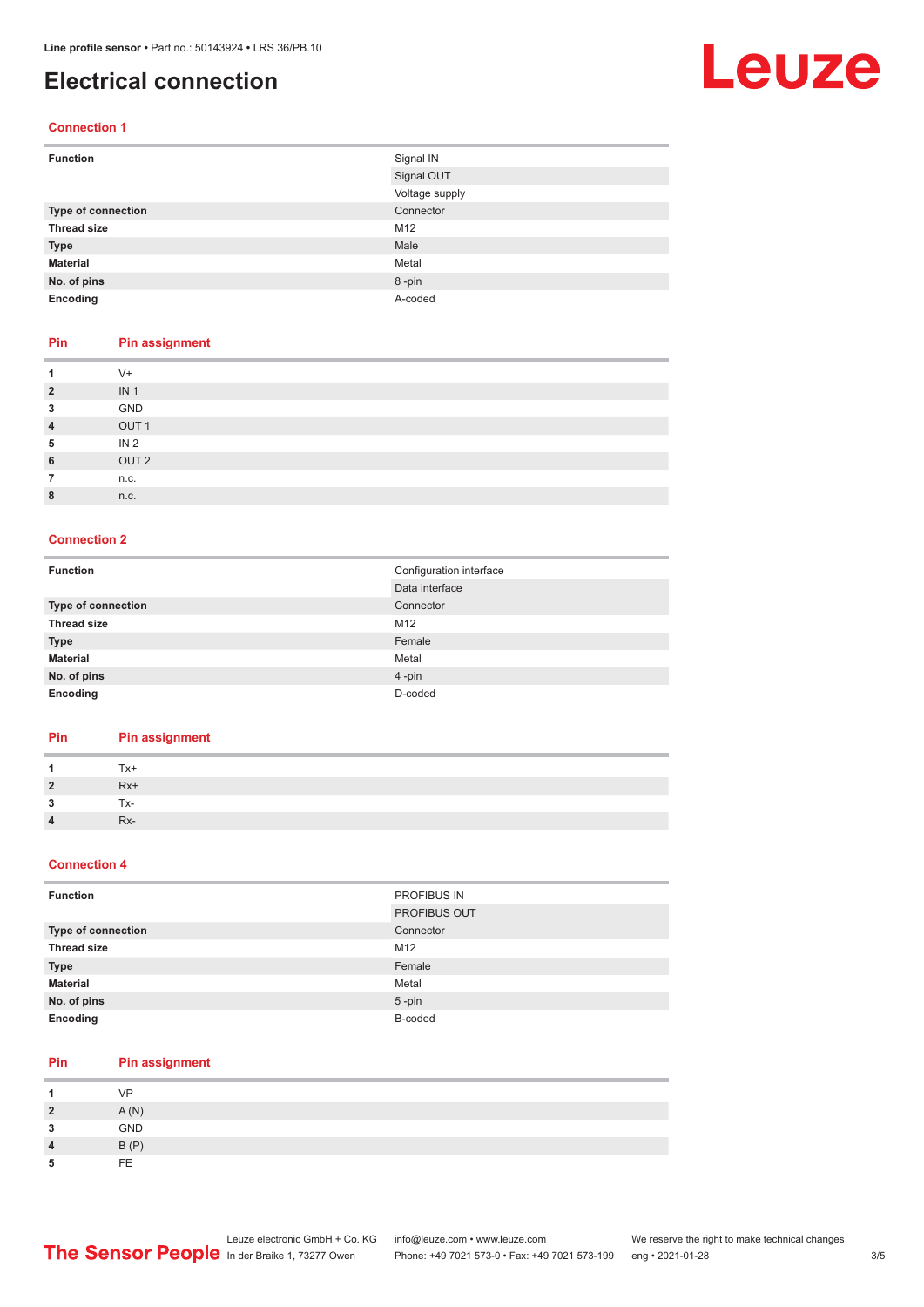# Electrical connection

## Connection 1

| | |
|---|---|
| **Function** | Signal IN |
| | Signal OUT |
| | Voltage supply |
| **Type of connection** | Connector |
| **Thread size** | M12 |
| **Type** | Male |
| **Material** | Metal |
| **No. of pins** | 8 -pin |
| **Encoding** | A-coded |

| Pin | Pin assignment |
|---|---|
| **1** | V+ |
| **2** | IN 1 |
| **3** | GND |
| **4** | OUT 1 |
| **5** | IN 2 |
| **6** | OUT 2 |
| **7** | n.c. |
| **8** | n.c. |

## Connection 2

| | |
|---|---|
| **Function** | Configuration interface |
| | Data interface |
| **Type of connection** | Connector |
| **Thread size** | M12 |
| **Type** | Female |
| **Material** | Metal |
| **No. of pins** | 4 -pin |
| **Encoding** | D-coded |

| Pin | Pin assignment |
|---|---|
| **1** | Tx+ |
| **2** | Rx+ |
| **3** | Tx- |
| **4** | Rx- |

## Connection 4

| | |
|---|---|
| **Function** | PROFIBUS IN |
| | PROFIBUS OUT |
| **Type of connection** | Connector |
| **Thread size** | M12 |
| **Type** | Female |
| **Material** | Metal |
| **No. of pins** | 5 -pin |
| **Encoding** | B-coded |

| Pin | Pin assignment |
|---|---|
| **1** | VP |
| **2** | A (N) |
| **3** | GND |
| **4** | B (P) |
| **5** | FE |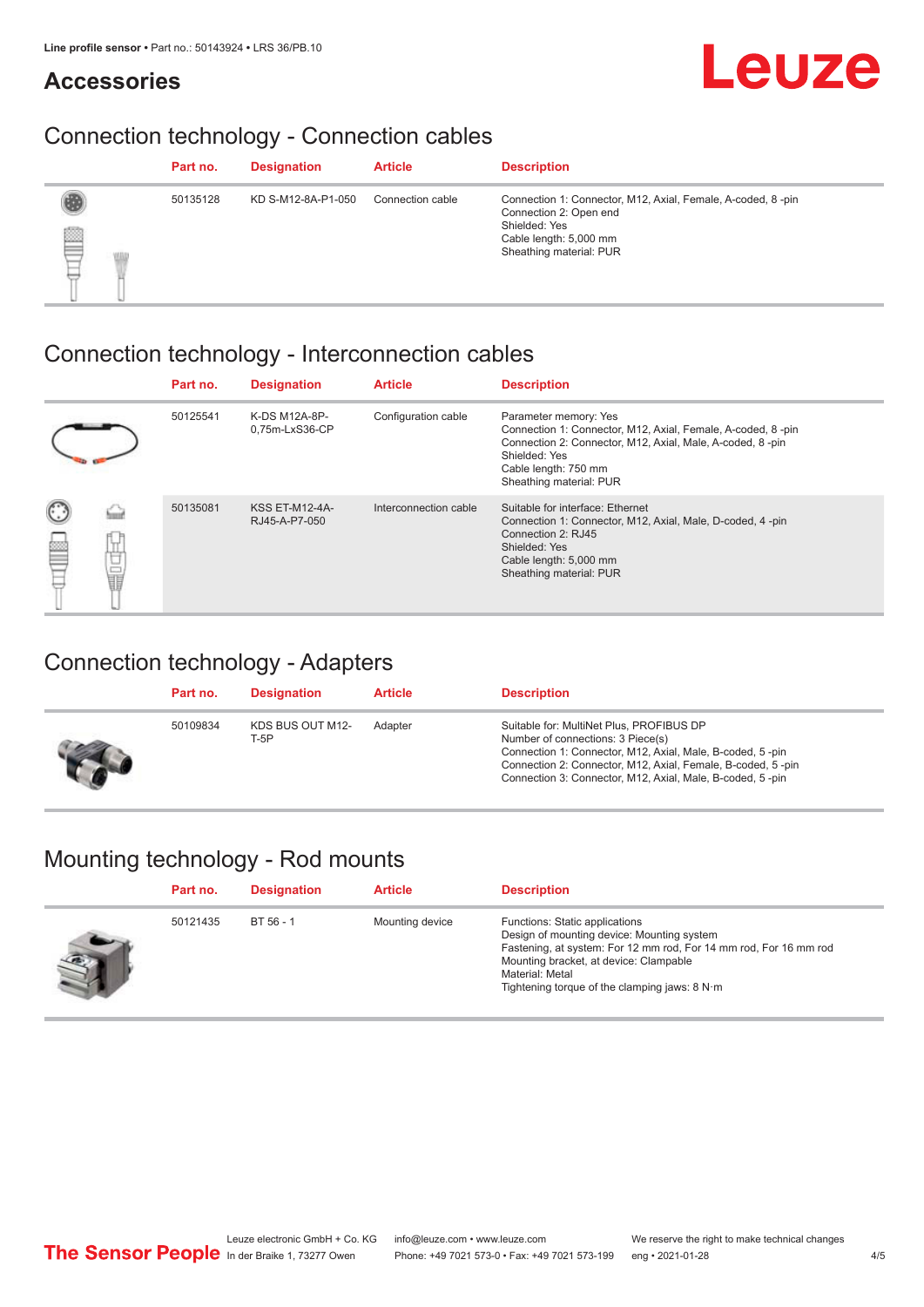## Accessories

### Connection technology - Connection cables

| Part no. | Designation | Article | Description |
|---|---|---|---|
| 50135128 | KD S-M12-8A-P1-050 | Connection cable | Connection 1: Connector, M12, Axial, Female, A-coded, 8 -pin<br>Connection 2: Open end<br>Shielded: Yes<br>Cable length: 5,000 mm<br>Sheathing material: PUR |

### Connection technology - Interconnection cables

| Part no. | Designation | Article | Description |
|---|---|---|---|
| 50125541 | K-DS M12A-8P-0,75m-LxS36-CP | Configuration cable | Parameter memory: Yes<br>Connection 1: Connector, M12, Axial, Female, A-coded, 8 -pin<br>Connection 2: Connector, M12, Axial, Male, A-coded, 8 -pin<br>Shielded: Yes<br>Cable length: 750 mm<br>Sheathing material: PUR |
| 50135081 | KSS ET-M12-4A-RJ45-A-P7-050 | Interconnection cable | Suitable for interface: Ethernet<br>Connection 1: Connector, M12, Axial, Male, D-coded, 4 -pin<br>Connection 2: RJ45<br>Shielded: Yes<br>Cable length: 5,000 mm<br>Sheathing material: PUR |

### Connection technology - Adapters

| Part no. | Designation | Article | Description |
|---|---|---|---|
| 50109834 | KDS BUS OUT M12-T-5P | Adapter | Suitable for: MultiNet Plus, PROFIBUS DP<br>Number of connections: 3 Piece(s)<br>Connection 1: Connector, M12, Axial, Male, B-coded, 5 -pin<br>Connection 2: Connector, M12, Axial, Female, B-coded, 5 -pin<br>Connection 3: Connector, M12, Axial, Male, B-coded, 5 -pin |

### Mounting technology - Rod mounts

| Part no. | Designation | Article | Description |
|---|---|---|---|
| 50121435 | BT 56 - 1 | Mounting device | Functions: Static applications<br>Design of mounting device: Mounting system<br>Fastening, at system: For 12 mm rod, For 14 mm rod, For 16 mm rod<br>Mounting bracket, at device: Clampable<br>Material: Metal<br>Tightening torque of the clamping jaws: 8 N·m |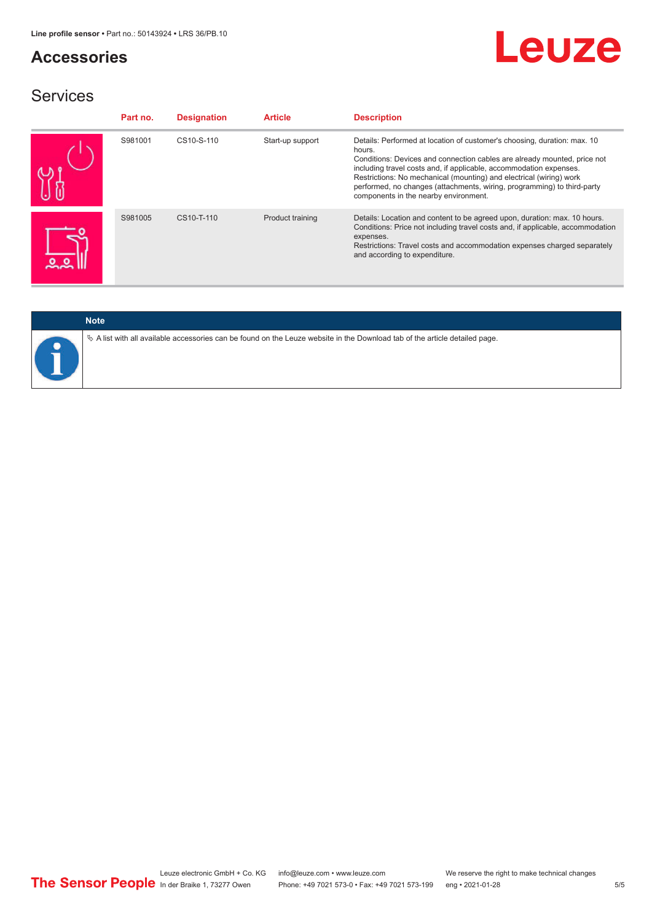## Accessories

### Services

| | Part no. | Designation | Article | Description |
|---|---|---|---|---|
| | S981001 | CS10-S-110 | Start-up support | Details: Performed at location of customer's choosing, duration: max. 10 hours.<br>Conditions: Devices and connection cables are already mounted, price not including travel costs and, if applicable, accommodation expenses.<br>Restrictions: No mechanical (mounting) and electrical (wiring) work performed, no changes (attachments, wiring, programming) to third-party components in the nearby environment. |
| | S981005 | CS10-T-110 | Product training | Details: Location and content to be agreed upon, duration: max. 10 hours.<br>Conditions: Price not including travel costs and, if applicable, accommodation expenses.<br>Restrictions: Travel costs and accommodation expenses charged separately and according to expenditure. |

**Note**

↳ A list with all available accessories can be found on the Leuze website in the Download tab of the article detailed page.